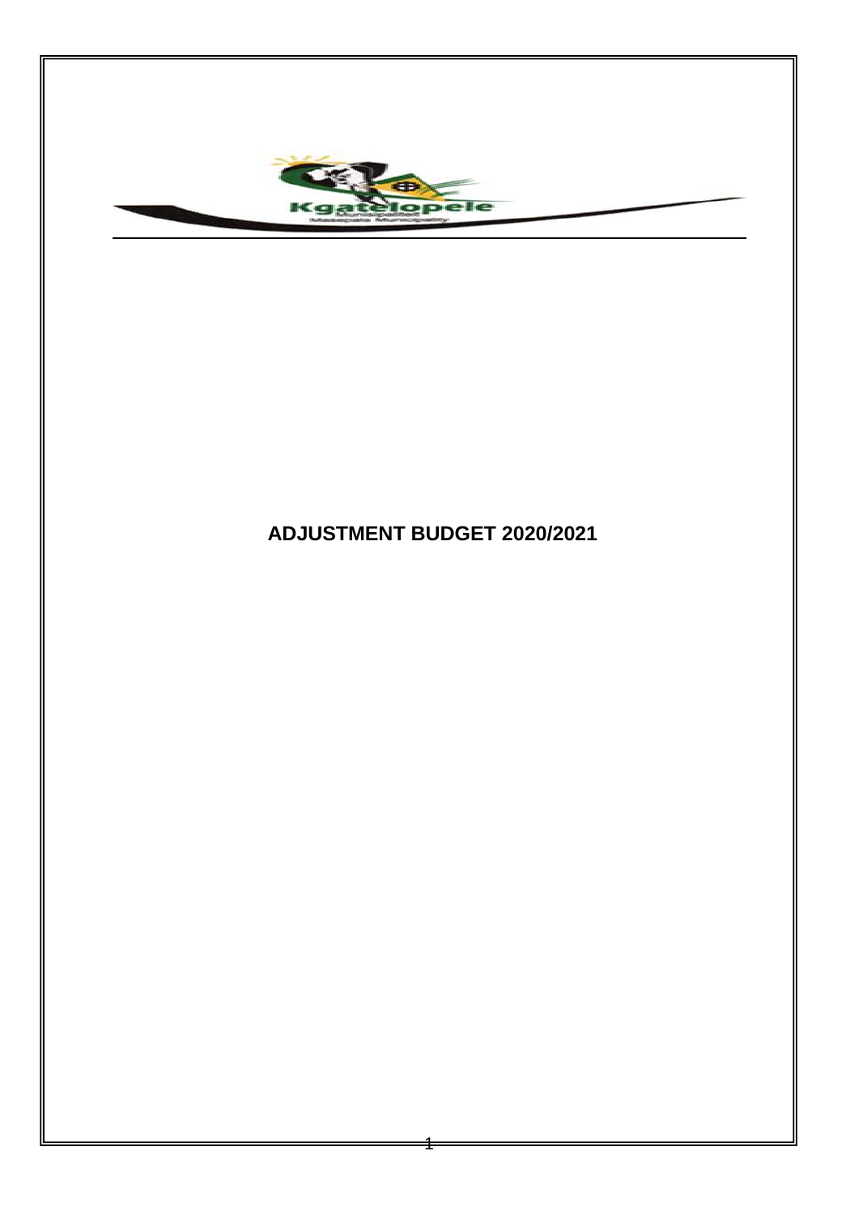# ADJUSTMENT BUDGET 2020/2021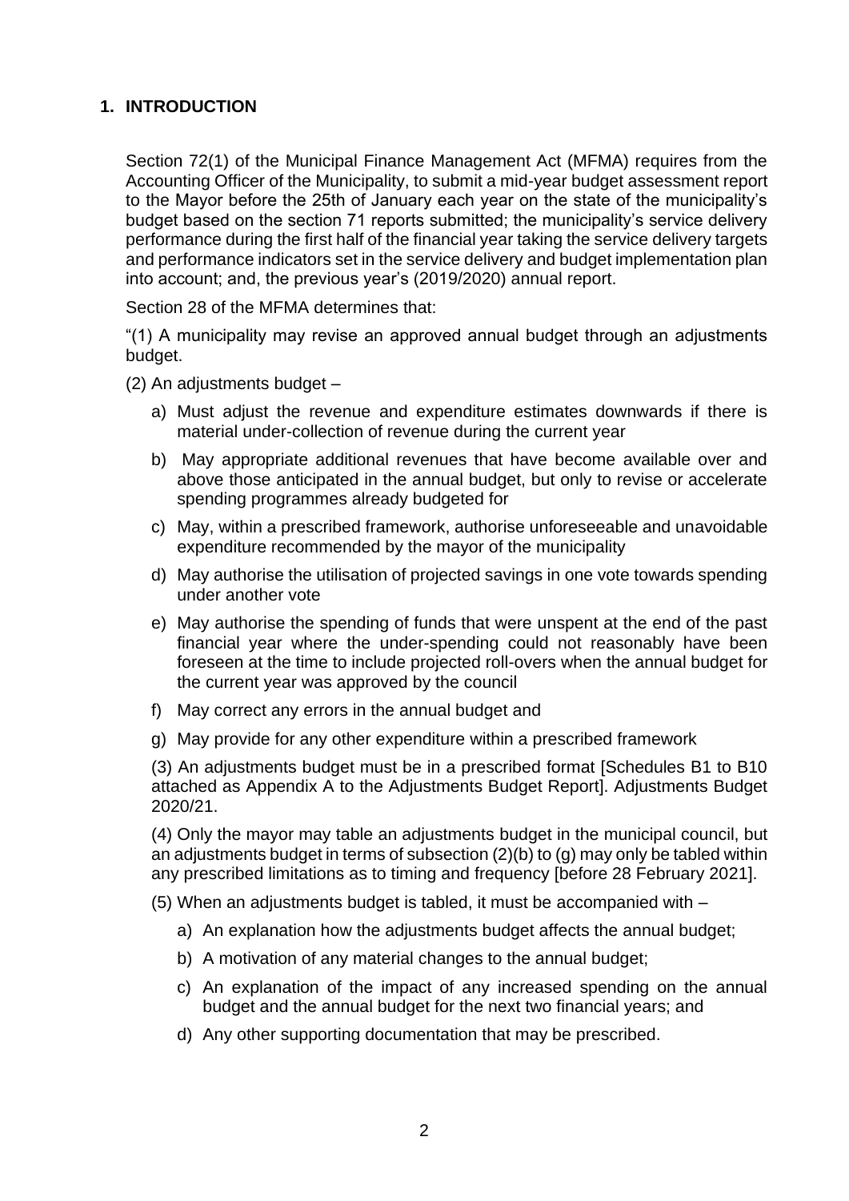## 1. INTRODUCTION

Section 72(1) of the Municipal Finance Management Act (MFMA) requires from the Accounting Officer of the Municipality, to submit a mid-year budget assessment report to the Mayor before the 25th of January each year on the state of the municipality's budget based on the section 71 reports submitted; the municipality's service delivery performance during the first half of the financial year taking the service delivery targets and performance indicators set in the service delivery and budget implementation plan into account; and, the previous year's (2019/2020) annual report.

Section 28 of the MFMA determines that:

"(1) A municipality may revise an approved annual budget through an adjustments budget.

(2) An adjustments budget –

a) Must adjust the revenue and expenditure estimates downwards if there is material under-collection of revenue during the current year
b) May appropriate additional revenues that have become available over and above those anticipated in the annual budget, but only to revise or accelerate spending programmes already budgeted for
c) May, within a prescribed framework, authorise unforeseeable and unavoidable expenditure recommended by the mayor of the municipality
d) May authorise the utilisation of projected savings in one vote towards spending under another vote
e) May authorise the spending of funds that were unspent at the end of the past financial year where the under-spending could not reasonably have been foreseen at the time to include projected roll-overs when the annual budget for the current year was approved by the council
f) May correct any errors in the annual budget and
g) May provide for any other expenditure within a prescribed framework

(3) An adjustments budget must be in a prescribed format [Schedules B1 to B10 attached as Appendix A to the Adjustments Budget Report]. Adjustments Budget 2020/21.

(4) Only the mayor may table an adjustments budget in the municipal council, but an adjustments budget in terms of subsection (2)(b) to (g) may only be tabled within any prescribed limitations as to timing and frequency [before 28 February 2021].

(5) When an adjustments budget is tabled, it must be accompanied with –

a) An explanation how the adjustments budget affects the annual budget;
b) A motivation of any material changes to the annual budget;
c) An explanation of the impact of any increased spending on the annual budget and the annual budget for the next two financial years; and
d) Any other supporting documentation that may be prescribed.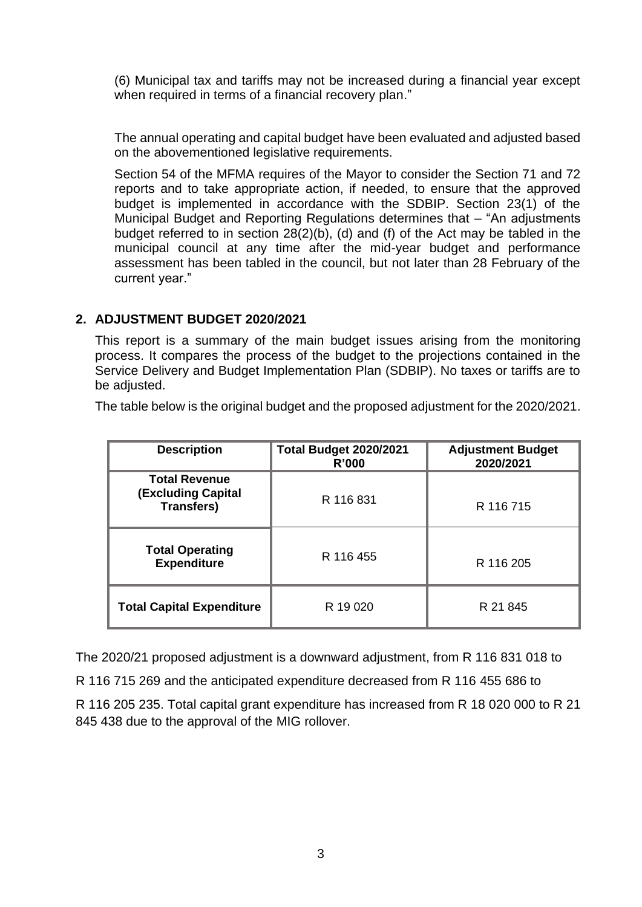(6) Municipal tax and tariffs may not be increased during a financial year except when required in terms of a financial recovery plan."

The annual operating and capital budget have been evaluated and adjusted based on the abovementioned legislative requirements.

Section 54 of the MFMA requires of the Mayor to consider the Section 71 and 72 reports and to take appropriate action, if needed, to ensure that the approved budget is implemented in accordance with the SDBIP. Section 23(1) of the Municipal Budget and Reporting Regulations determines that – "An adjustments budget referred to in section 28(2)(b), (d) and (f) of the Act may be tabled in the municipal council at any time after the mid-year budget and performance assessment has been tabled in the council, but not later than 28 February of the current year."

## 2. ADJUSTMENT BUDGET 2020/2021

This report is a summary of the main budget issues arising from the monitoring process. It compares the process of the budget to the projections contained in the Service Delivery and Budget Implementation Plan (SDBIP). No taxes or tariffs are to be adjusted.

The table below is the original budget and the proposed adjustment for the 2020/2021.

| Description | Total Budget 2020/2021 R'000 | Adjustment Budget 2020/2021 |
|---|---|---|
| Total Revenue (Excluding Capital Transfers) | R 116 831 | R 116 715 |
| Total Operating Expenditure | R 116 455 | R 116 205 |
| Total Capital Expenditure | R 19 020 | R 21 845 |

The 2020/21 proposed adjustment is a downward adjustment, from R 116 831 018 to R 116 715 269 and the anticipated expenditure decreased from R 116 455 686 to R 116 205 235. Total capital grant expenditure has increased from R 18 020 000 to R 21 845 438 due to the approval of the MIG rollover.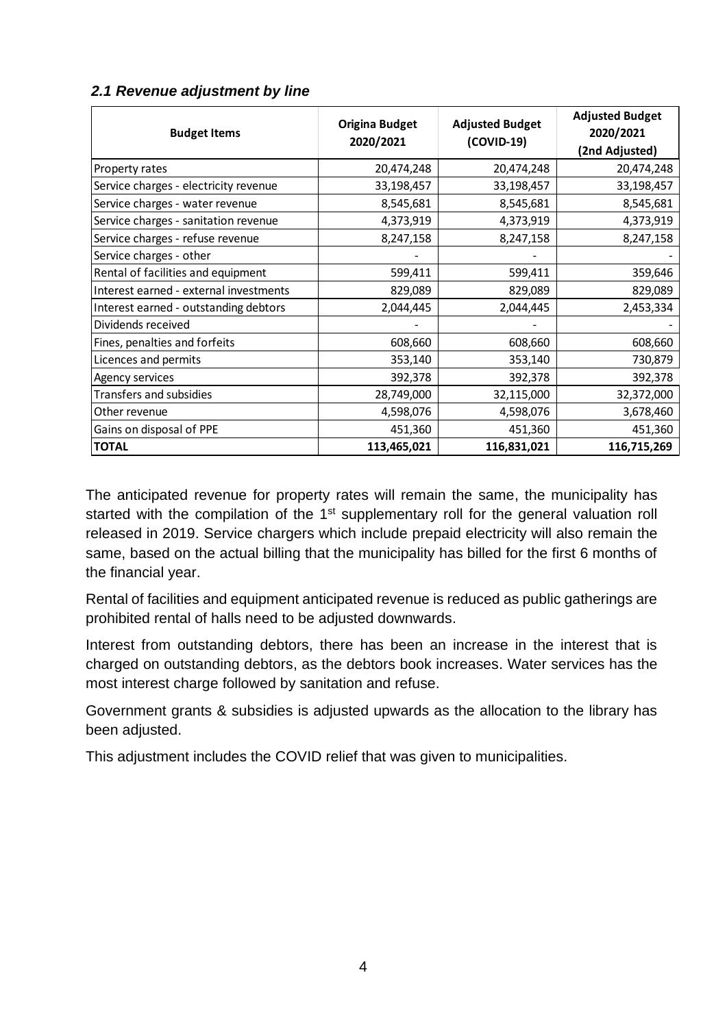### *2.1 Revenue adjustment by line*

| Budget Items | Origina Budget 2020/2021 | Adjusted Budget (COVID-19) | Adjusted Budget 2020/2021 (2nd Adjusted) |
|---|---|---|---|
| Property rates | 20,474,248 | 20,474,248 | 20,474,248 |
| Service charges - electricity revenue | 33,198,457 | 33,198,457 | 33,198,457 |
| Service charges - water revenue | 8,545,681 | 8,545,681 | 8,545,681 |
| Service charges - sanitation revenue | 4,373,919 | 4,373,919 | 4,373,919 |
| Service charges - refuse revenue | 8,247,158 | 8,247,158 | 8,247,158 |
| Service charges - other | - | - | - |
| Rental of facilities and equipment | 599,411 | 599,411 | 359,646 |
| Interest earned - external investments | 829,089 | 829,089 | 829,089 |
| Interest earned - outstanding debtors | 2,044,445 | 2,044,445 | 2,453,334 |
| Dividends received | - | - | - |
| Fines, penalties and forfeits | 608,660 | 608,660 | 608,660 |
| Licences and permits | 353,140 | 353,140 | 730,879 |
| Agency services | 392,378 | 392,378 | 392,378 |
| Transfers and subsidies | 28,749,000 | 32,115,000 | 32,372,000 |
| Other revenue | 4,598,076 | 4,598,076 | 3,678,460 |
| Gains on disposal of PPE | 451,360 | 451,360 | 451,360 |
| **TOTAL** | **113,465,021** | **116,831,021** | **116,715,269** |

The anticipated revenue for property rates will remain the same, the municipality has started with the compilation of the 1st supplementary roll for the general valuation roll released in 2019. Service chargers which include prepaid electricity will also remain the same, based on the actual billing that the municipality has billed for the first 6 months of the financial year.

Rental of facilities and equipment anticipated revenue is reduced as public gatherings are prohibited rental of halls need to be adjusted downwards.

Interest from outstanding debtors, there has been an increase in the interest that is charged on outstanding debtors, as the debtors book increases. Water services has the most interest charge followed by sanitation and refuse.

Government grants & subsidies is adjusted upwards as the allocation to the library has been adjusted.

This adjustment includes the COVID relief that was given to municipalities.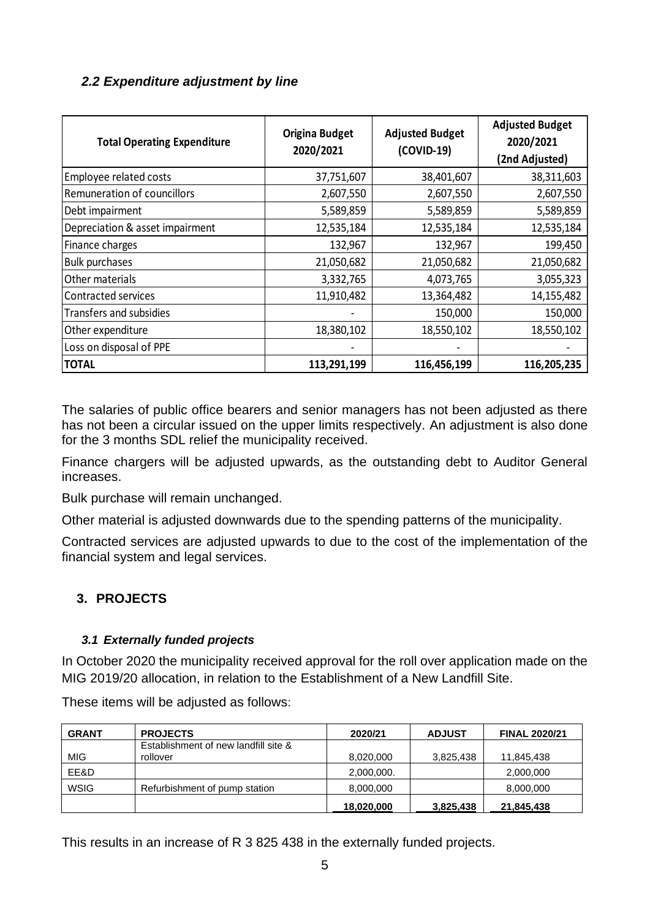### *2.2 Expenditure adjustment by line*

| Total Operating Expenditure | Origina Budget 2020/2021 | Adjusted Budget (COVID-19) | Adjusted Budget 2020/2021 (2nd Adjusted) |
|---|---|---|---|
| Employee related costs | 37,751,607 | 38,401,607 | 38,311,603 |
| Remuneration of councillors | 2,607,550 | 2,607,550 | 2,607,550 |
| Debt impairment | 5,589,859 | 5,589,859 | 5,589,859 |
| Depreciation & asset impairment | 12,535,184 | 12,535,184 | 12,535,184 |
| Finance charges | 132,967 | 132,967 | 199,450 |
| Bulk purchases | 21,050,682 | 21,050,682 | 21,050,682 |
| Other materials | 3,332,765 | 4,073,765 | 3,055,323 |
| Contracted services | 11,910,482 | 13,364,482 | 14,155,482 |
| Transfers and subsidies | - | 150,000 | 150,000 |
| Other expenditure | 18,380,102 | 18,550,102 | 18,550,102 |
| Loss on disposal of PPE | - | - | - |
| **TOTAL** | **113,291,199** | **116,456,199** | **116,205,235** |

The salaries of public office bearers and senior managers has not been adjusted as there has not been a circular issued on the upper limits respectively. An adjustment is also done for the 3 months SDL relief the municipality received.

Finance chargers will be adjusted upwards, as the outstanding debt to Auditor General increases.

Bulk purchase will remain unchanged.

Other material is adjusted downwards due to the spending patterns of the municipality.

Contracted services are adjusted upwards to due to the cost of the implementation of the financial system and legal services.

## 3. PROJECTS

### *3.1 Externally funded projects*

In October 2020 the municipality received approval for the roll over application made on the MIG 2019/20 allocation, in relation to the Establishment of a New Landfill Site.

These items will be adjusted as follows:

| GRANT | PROJECTS | 2020/21 | ADJUST | FINAL 2020/21 |
|---|---|---|---|---|
| MIG | Establishment of new landfill site & rollover | 8,020,000 | 3,825,438 | 11,845,438 |
| EE&D | | 2,000,000. | | 2,000,000 |
| WSIG | Refurbishment of pump station | 8,000,000 | | 8,000,000 |
| | | 18,020,000 | 3,825,438 | 21,845,438 |

This results in an increase of R 3 825 438 in the externally funded projects.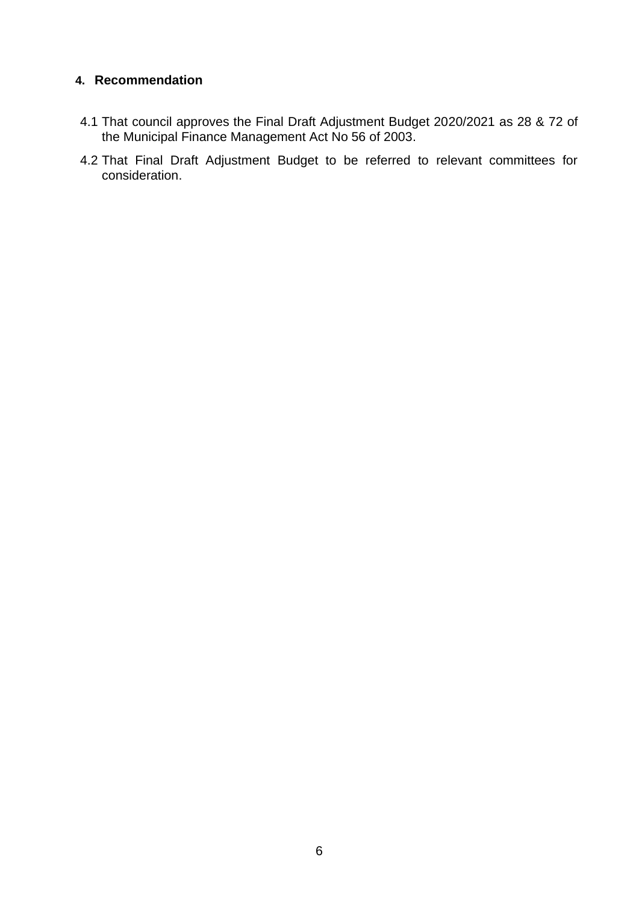## 4. Recommendation

4.1 That council approves the Final Draft Adjustment Budget 2020/2021 as 28 & 72 of the Municipal Finance Management Act No 56 of 2003.

4.2 That Final Draft Adjustment Budget to be referred to relevant committees for consideration.